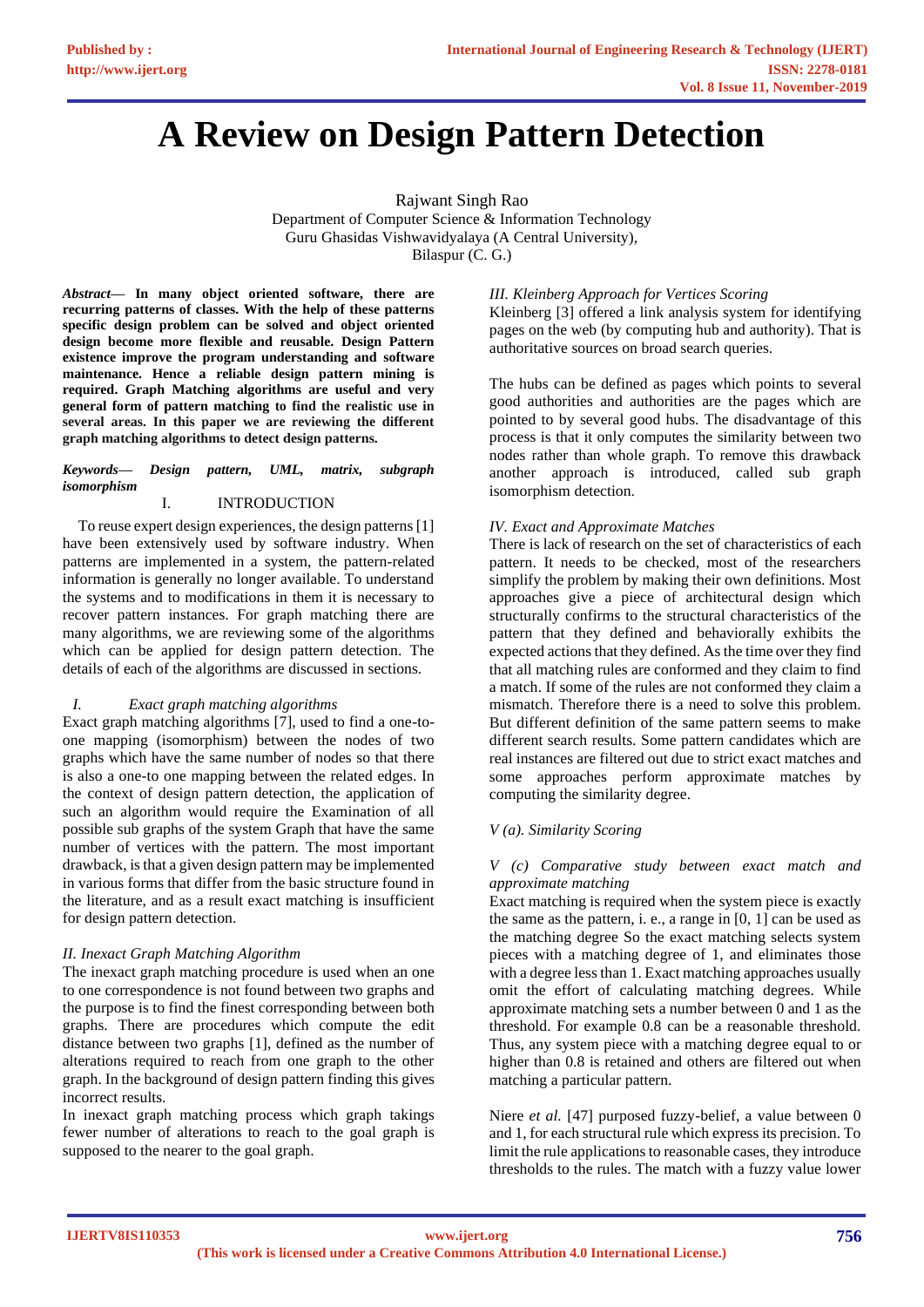# A Review on Design Pattern Detection

Rajwant Singh Rao
Department of Computer Science & Information Technology
Guru Ghasidas Vishwavidyalaya (A Central University),
Bilaspur (C. G.)

***Abstract*— In many object oriented software, there are recurring patterns of classes. With the help of these patterns specific design problem can be solved and object oriented design become more flexible and reusable. Design Pattern existence improve the program understanding and software maintenance. Hence a reliable design pattern mining is required. Graph Matching algorithms are useful and very general form of pattern matching to find the realistic use in several areas. In this paper we are reviewing the different graph matching algorithms to detect design patterns.**

***Keywords*— *Design pattern, UML, matrix, subgraph isomorphism***

## I. INTRODUCTION

To reuse expert design experiences, the design patterns [1] have been extensively used by software industry. When patterns are implemented in a system, the pattern-related information is generally no longer available. To understand the systems and to modifications in them it is necessary to recover pattern instances. For graph matching there are many algorithms, we are reviewing some of the algorithms which can be applied for design pattern detection. The details of each of the algorithms are discussed in sections.

### *I. Exact graph matching algorithms*

Exact graph matching algorithms [7], used to find a one-to-one mapping (isomorphism) between the nodes of two graphs which have the same number of nodes so that there is also a one-to one mapping between the related edges. In the context of design pattern detection, the application of such an algorithm would require the Examination of all possible sub graphs of the system Graph that have the same number of vertices with the pattern. The most important drawback, is that a given design pattern may be implemented in various forms that differ from the basic structure found in the literature, and as a result exact matching is insufficient for design pattern detection.

### *II. Inexact Graph Matching Algorithm*

The inexact graph matching procedure is used when an one to one correspondence is not found between two graphs and the purpose is to find the finest corresponding between both graphs. There are procedures which compute the edit distance between two graphs [1], defined as the number of alterations required to reach from one graph to the other graph. In the background of design pattern finding this gives incorrect results.

In inexact graph matching process which graph takings fewer number of alterations to reach to the goal graph is supposed to the nearer to the goal graph.

### *III. Kleinberg Approach for Vertices Scoring*

Kleinberg [3] offered a link analysis system for identifying pages on the web (by computing hub and authority). That is authoritative sources on broad search queries.

The hubs can be defined as pages which points to several good authorities and authorities are the pages which are pointed to by several good hubs. The disadvantage of this process is that it only computes the similarity between two nodes rather than whole graph. To remove this drawback another approach is introduced, called sub graph isomorphism detection.

### *IV. Exact and Approximate Matches*

There is lack of research on the set of characteristics of each pattern. It needs to be checked, most of the researchers simplify the problem by making their own definitions. Most approaches give a piece of architectural design which structurally confirms to the structural characteristics of the pattern that they defined and behaviorally exhibits the expected actions that they defined. As the time over they find that all matching rules are conformed and they claim to find a match. If some of the rules are not conformed they claim a mismatch. Therefore there is a need to solve this problem. But different definition of the same pattern seems to make different search results. Some pattern candidates which are real instances are filtered out due to strict exact matches and some approaches perform approximate matches by computing the similarity degree.

### *V (a). Similarity Scoring*

### *V (c) Comparative study between exact match and approximate matching*

Exact matching is required when the system piece is exactly the same as the pattern, i. e., a range in [0, 1] can be used as the matching degree So the exact matching selects system pieces with a matching degree of 1, and eliminates those with a degree less than 1. Exact matching approaches usually omit the effort of calculating matching degrees. While approximate matching sets a number between 0 and 1 as the threshold. For example 0.8 can be a reasonable threshold. Thus, any system piece with a matching degree equal to or higher than 0.8 is retained and others are filtered out when matching a particular pattern.

Niere *et al.* [47] purposed fuzzy-belief, a value between 0 and 1, for each structural rule which express its precision. To limit the rule applications to reasonable cases, they introduce thresholds to the rules. The match with a fuzzy value lower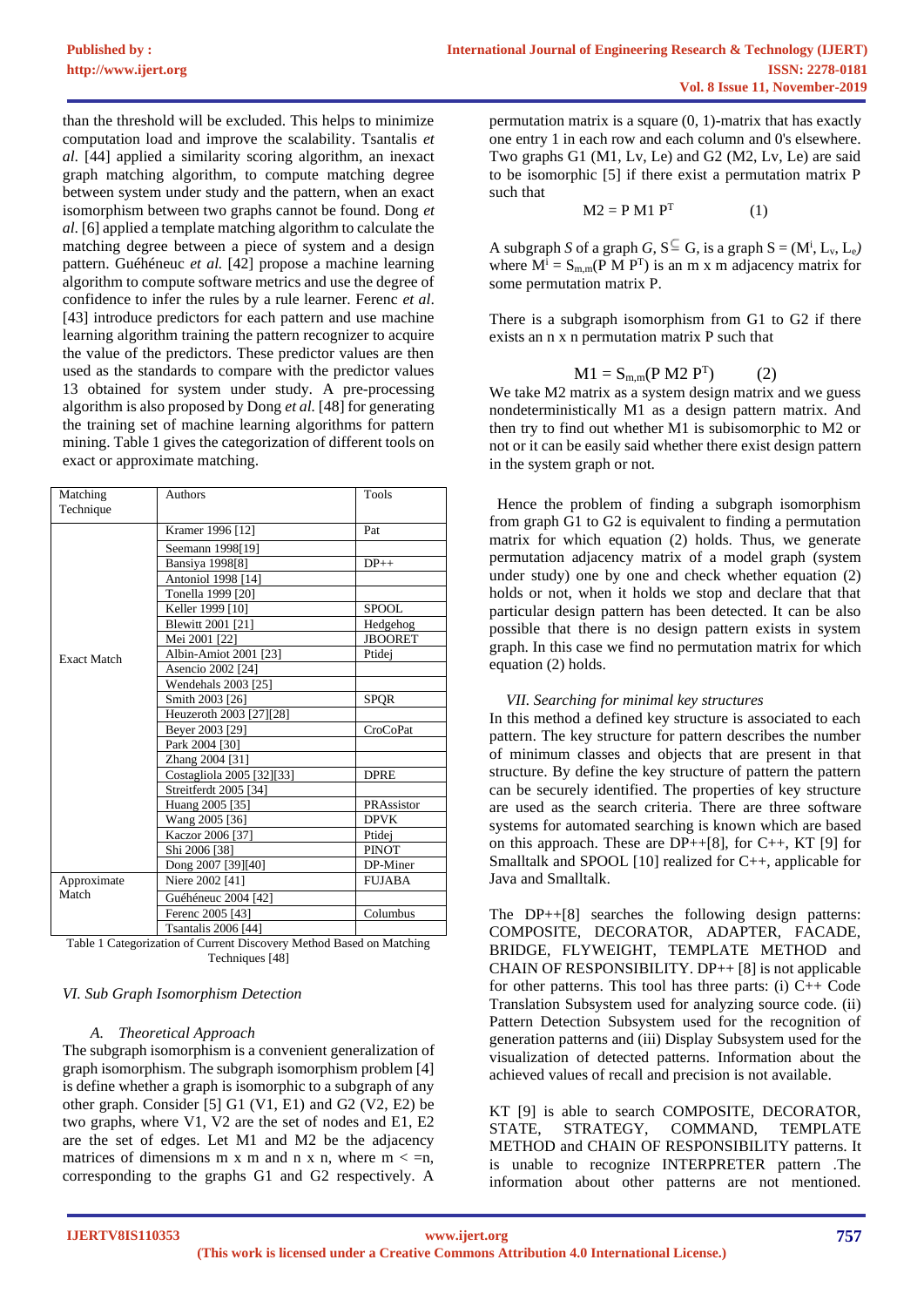than the threshold will be excluded. This helps to minimize computation load and improve the scalability. Tsantalis *et al.* [44] applied a similarity scoring algorithm, an inexact graph matching algorithm, to compute matching degree between system under study and the pattern, when an exact isomorphism between two graphs cannot be found. Dong *et al.* [6] applied a template matching algorithm to calculate the matching degree between a piece of system and a design pattern. Guéhéneuc *et al.* [42] propose a machine learning algorithm to compute software metrics and use the degree of confidence to infer the rules by a rule learner. Ferenc *et al*. [43] introduce predictors for each pattern and use machine learning algorithm training the pattern recognizer to acquire the value of the predictors. These predictor values are then used as the standards to compare with the predictor values 13 obtained for system under study. A pre-processing algorithm is also proposed by Dong *et al.* [48] for generating the training set of machine learning algorithms for pattern mining. Table 1 gives the categorization of different tools on exact or approximate matching.

| Matching Technique | Authors | Tools |
|---|---|---|
| Exact Match | Kramer 1996 [12] | Pat |
| | Seemann 1998[19] | |
| | Bansiya 1998[8] | DP++ |
| | Antoniol 1998 [14] | |
| | Tonella 1999 [20] | |
| | Keller 1999 [10] | SPOOL |
| | Blewitt 2001 [21] | Hedgehog |
| | Mei 2001 [22] | JBOORET |
| | Albin-Amiot 2001 [23] | Ptidej |
| | Asencio 2002 [24] | |
| | Wendehals 2003 [25] | |
| | Smith 2003 [26] | SPQR |
| | Heuzeroth 2003 [27][28] | |
| | Beyer 2003 [29] | CroCoPat |
| | Park 2004 [30] | |
| | Zhang 2004 [31] | |
| | Costagliola 2005 [32][33] | DPRE |
| | Streitferdt 2005 [34] | |
| | Huang 2005 [35] | PRAssistor |
| | Wang 2005 [36] | DPVK |
| | Kaczor 2006 [37] | Ptidej |
| | Shi 2006 [38] | PINOT |
| | Dong 2007 [39][40] | DP-Miner |
| Approximate Match | Niere 2002 [41] | FUJABA |
| | Guéhéneuc 2004 [42] | |
| | Ferenc 2005 [43] | Columbus |
| | Tsantalis 2006 [44] | |

Table 1 Categorization of Current Discovery Method Based on Matching Techniques [48]

### *VI. Sub Graph Isomorphism Detection*

#### *A. Theoretical Approach*

The subgraph isomorphism is a convenient generalization of graph isomorphism. The subgraph isomorphism problem [4] is define whether a graph is isomorphic to a subgraph of any other graph. Consider [5] G1 (V1, E1) and G2 (V2, E2) be two graphs, where V1, V2 are the set of nodes and E1, E2 are the set of edges. Let M1 and M2 be the adjacency matrices of dimensions m x m and n x n, where m < =n, corresponding to the graphs G1 and G2 respectively. A permutation matrix is a square (0, 1)-matrix that has exactly one entry 1 in each row and each column and 0's elsewhere. Two graphs G1 (M1, Lv, Le) and G2 (M2, Lv, Le) are said to be isomorphic [5] if there exist a permutation matrix P such that

$$M2 = P\,M1\,P^T \qquad (1)$$

A subgraph *S* of a graph *G*, $S \subseteq G$, is a graph $S = (M^i, L_v, L_e)$ where $M^i = S_{m,m}(P\,M\,P^T)$ is an m x m adjacency matrix for some permutation matrix P.

There is a subgraph isomorphism from G1 to G2 if there exists an n x n permutation matrix P such that

$$M1 = S_{m,m}(P\,M2\,P^T) \qquad (2)$$

We take M2 matrix as a system design matrix and we guess nondeterministically M1 as a design pattern matrix. And then try to find out whether M1 is subisomorphic to M2 or not or it can be easily said whether there exist design pattern in the system graph or not.

Hence the problem of finding a subgraph isomorphism from graph G1 to G2 is equivalent to finding a permutation matrix for which equation (2) holds. Thus, we generate permutation adjacency matrix of a model graph (system under study) one by one and check whether equation (2) holds or not, when it holds we stop and declare that that particular design pattern has been detected. It can be also possible that there is no design pattern exists in system graph. In this case we find no permutation matrix for which equation (2) holds.

### *VII. Searching for minimal key structures*

In this method a defined key structure is associated to each pattern. The key structure for pattern describes the number of minimum classes and objects that are present in that structure. By define the key structure of pattern the pattern can be securely identified. The properties of key structure are used as the search criteria. There are three software systems for automated searching is known which are based on this approach. These are DP++[8], for C++, KT [9] for Smalltalk and SPOOL [10] realized for C++, applicable for Java and Smalltalk.

The DP++[8] searches the following design patterns: COMPOSITE, DECORATOR, ADAPTER, FACADE, BRIDGE, FLYWEIGHT, TEMPLATE METHOD and CHAIN OF RESPONSIBILITY. DP++ [8] is not applicable for other patterns. This tool has three parts: (i) C++ Code Translation Subsystem used for analyzing source code. (ii) Pattern Detection Subsystem used for the recognition of generation patterns and (iii) Display Subsystem used for the visualization of detected patterns. Information about the achieved values of recall and precision is not available.

KT [9] is able to search COMPOSITE, DECORATOR, STATE, STRATEGY, COMMAND, TEMPLATE METHOD and CHAIN OF RESPONSIBILITY patterns. It is unable to recognize INTERPRETER pattern .The information about other patterns are not mentioned.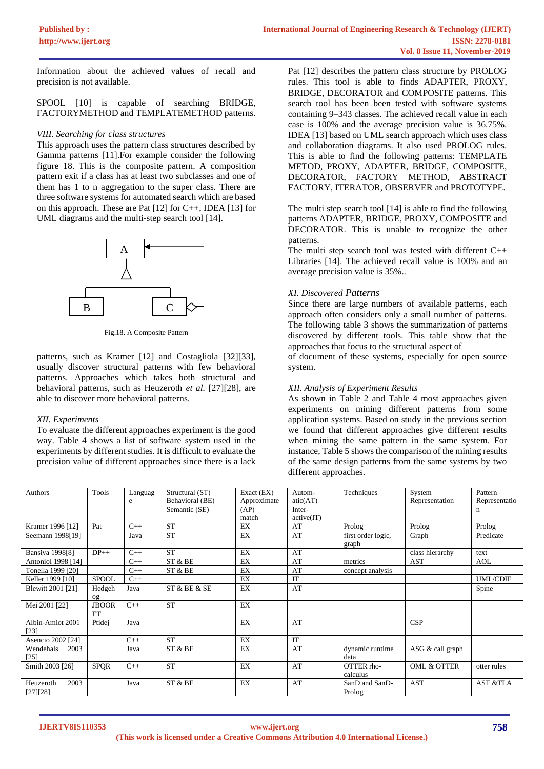Information about the achieved values of recall and precision is not available.

SPOOL [10] is capable of searching BRIDGE, FACTORYMETHOD and TEMPLATEMETHOD patterns.

*VIII. Searching for class structures*

This approach uses the pattern class structures described by Gamma patterns [11].For example consider the following figure 18. This is the composite pattern. A composition pattern exit if a class has at least two subclasses and one of them has 1 to n aggregation to the super class. There are three software systems for automated search which are based on this approach. These are Pat [12] for C++, IDEA [13] for UML diagrams and the multi-step search tool [14].

Fig.18. A Composite Pattern

patterns, such as Kramer [12] and Costagliola [32][33], usually discover structural patterns with few behavioral patterns. Approaches which takes both structural and behavioral patterns, such as Heuzeroth *et al.* [27][28], are able to discover more behavioral patterns.

*XII. Experiments*

To evaluate the different approaches experiment is the good way. Table 4 shows a list of software system used in the experiments by different studies. It is difficult to evaluate the precision value of different approaches since there is a lack

Pat [12] describes the pattern class structure by PROLOG rules. This tool is able to finds ADAPTER, PROXY, BRIDGE, DECORATOR and COMPOSITE patterns. This search tool has been been tested with software systems containing 9–343 classes. The achieved recall value in each case is 100% and the average precision value is 36.75%. IDEA [13] based on UML search approach which uses class and collaboration diagrams. It also used PROLOG rules. This is able to find the following patterns: TEMPLATE METOD, PROXY, ADAPTER, BRIDGE, COMPOSITE, DECORATOR, FACTORY METHOD, ABSTRACT FACTORY, ITERATOR, OBSERVER and PROTOTYPE.

The multi step search tool [14] is able to find the following patterns ADAPTER, BRIDGE, PROXY, COMPOSITE and DECORATOR. This is unable to recognize the other patterns.

The multi step search tool was tested with different C++ Libraries [14]. The achieved recall value is 100% and an average precision value is 35%..

*XI. Discovered Patterns*

Since there are large numbers of available patterns, each approach often considers only a small number of patterns. The following table 3 shows the summarization of patterns discovered by different tools. This table show that the approaches that focus to the structural aspect of

of document of these systems, especially for open source system.

*XII. Analysis of Experiment Results*

As shown in Table 2 and Table 4 most approaches given experiments on mining different patterns from some application systems. Based on study in the previous section we found that different approaches give different results when mining the same pattern in the same system. For instance, Table 5 shows the comparison of the mining results of the same design patterns from the same systems by two different approaches.

| Authors | Tools | Language | Structural (ST) Behavioral (BE) Semantic (SE) | Exact (EX) Approximate (AP) match | Automatic(AT) Inter-active(IT) | Techniques | System Representation | Pattern Representation |
|---|---|---|---|---|---|---|---|---|
| Kramer 1996 [12] | Pat | C++ | ST | EX | AT | Prolog | Prolog | Prolog |
| Seemann 1998[19] | | Java | ST | EX | AT | first order logic, graph | Graph | Predicate |
| Bansiya 1998[8] | DP++ | C++ | ST | EX | AT | | class hierarchy | text |
| Antoniol 1998 [14] | | C++ | ST & BE | EX | AT | metrics | AST | AOL |
| Tonella 1999 [20] | | C++ | ST & BE | EX | AT | concept analysis | | |
| Keller 1999 [10] | SPOOL | C++ | | EX | IT | | | UML/CDIF |
| Blewitt 2001 [21] | Hedgehog | Java | ST & BE & SE | EX | AT | | | Spine |
| Mei 2001 [22] | JBOORET | C++ | ST | EX | | | | |
| Albin-Amiot 2001 [23] | Ptidej | Java | | EX | AT | | CSP | |
| Asencio 2002 [24] | | C++ | ST | EX | IT | | | |
| Wendehals 2003 [25] | | Java | ST & BE | EX | AT | dynamic runtime data | ASG & call graph | |
| Smith 2003 [26] | SPQR | C++ | ST | EX | AT | OTTER rho-calculus | OML & OTTER | otter rules |
| Heuzeroth 2003 [27][28] | | Java | ST & BE | EX | AT | SanD and SanD-Prolog | AST | AST &TLA |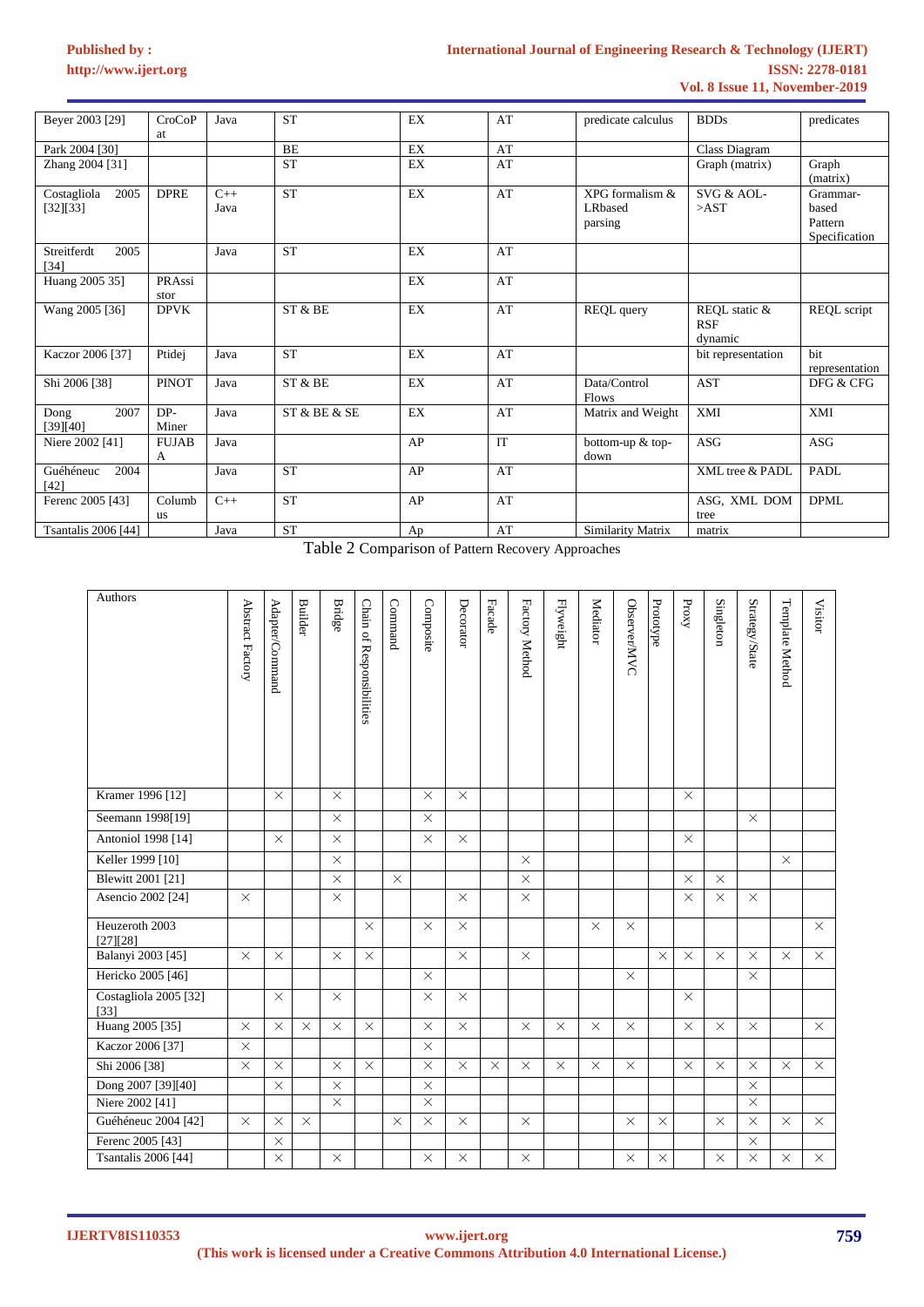| | | | | | | | | |
|---|---|---|---|---|---|---|---|---|
| Beyer 2003 [29] | CroCoPat | Java | ST | EX | AT | predicate calculus | BDDs | predicates |
| Park 2004 [30] | | | BE | EX | AT | | Class Diagram | |
| Zhang 2004 [31] | | | ST | EX | AT | | Graph (matrix) | Graph (matrix) |
| Costagliola 2005 [32][33] | DPRE | C++ Java | ST | EX | AT | XPG formalism & LRbased parsing | SVG & AOL->AST | Grammar-based Pattern Specification |
| Streitferdt 2005 [34] | | Java | ST | EX | AT | | | |
| Huang 2005 35] | PRAssistor | | | EX | AT | | | |
| Wang 2005 [36] | DPVK | | ST & BE | EX | AT | REQL query | REQL static & RSF dynamic | REQL script |
| Kaczor 2006 [37] | Ptidej | Java | ST | EX | AT | | bit representation | bit representation |
| Shi 2006 [38] | PINOT | Java | ST & BE | EX | AT | Data/Control Flows | AST | DFG & CFG |
| Dong 2007 [39][40] | DP-Miner | Java | ST & BE & SE | EX | AT | Matrix and Weight | XMI | XMI |
| Niere 2002 [41] | FUJABA | Java | | AP | IT | bottom-up & top-down | ASG | ASG |
| Guéhéneuc 2004 [42] | | Java | ST | AP | AT | | XML tree & PADL | PADL |
| Ferenc 2005 [43] | Columbus | C++ | ST | AP | AT | | ASG, XML DOM tree | DPML |
| Tsantalis 2006 [44] | | Java | ST | Ap | AT | Similarity Matrix | matrix | |

Table 2 Comparison of Pattern Recovery Approaches

| Authors | Abstract Factory | Adapter/Command | Builder | Bridge | Chain of Responsibilities | Command | Composite | Decorator | Facade | Factory Method | Flyweight | Mediator | Observer/MVC | Prototype | Proxy | Singleton | Strategy/State | Template Method | Visitor |
|---|---|---|---|---|---|---|---|---|---|---|---|---|---|---|---|---|---|---|---|
| Kramer 1996 [12] | | × | | × | | | × | × | | | | | | | × | | | | |
| Seemann 1998[19] | | | | × | | | × | | | | | | | | | | × | | |
| Antoniol 1998 [14] | | × | | × | | | × | × | | | | | | | × | | | | |
| Keller 1999 [10] | | | | × | | | | | | × | | | | | | | | × | |
| Blewitt 2001 [21] | | | | × | | × | | | | × | | | | | × | × | | | |
| Asencio 2002 [24] | × | | | × | | | | × | | × | | | | | × | × | × | | |
| Heuzeroth 2003 [27][28] | | | | | × | | × | × | | | | × | × | | | | | | × |
| Balanyi 2003 [45] | × | × | | × | × | | | × | | × | | | | × | × | × | × | × | × |
| Hericko 2005 [46] | | | | | | | × | | | | | | × | | | | × | | |
| Costagliola 2005 [32] [33] | | × | | × | | | × | × | | | | | | | × | | | | |
| Huang 2005 [35] | × | × | × | × | × | | × | × | | × | × | × | × | | × | × | × | | × |
| Kaczor 2006 [37] | × | | | | | | × | | | | | | | | | | | | |
| Shi 2006 [38] | × | × | | × | × | | × | × | × | × | × | × | × | | × | × | × | × | × |
| Dong 2007 [39][40] | | × | | × | | | × | | | | | | | | | | × | | |
| Niere 2002 [41] | | | | × | | | × | | | | | | | | | | × | | |
| Guéhéneuc 2004 [42] | × | × | × | | | × | × | × | | × | | | × | × | | × | × | × | × |
| Ferenc 2005 [43] | | × | | | | | | | | | | | | | | | × | | |
| Tsantalis 2006 [44] | | × | | × | | | × | × | | × | | | × | × | | × | × | × | × |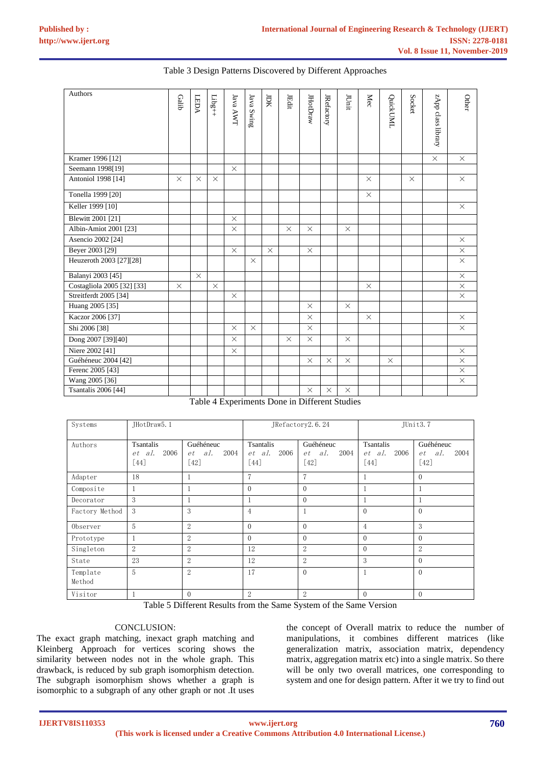Table 3 Design Patterns Discovered by Different Approaches

| Authors | Galib | LEDA | Libg++ | Java AWT | Java Swing | JDK | JEdit | JHotDraw | JRefactory | JUnit | Mec | QuickUML | Socket | zApp class library | Other |
|---|---|---|---|---|---|---|---|---|---|---|---|---|---|---|---|
| Kramer 1996 [12] | | | | | | | | | | | | | | × | × |
| Seemann 1998[19] | | | | × | | | | | | | | | | | |
| Antoniol 1998 [14] | × | × | × | | | | | | | | × | | × | | × |
| Tonella 1999 [20] | | | | | | | | | | | × | | | | |
| Keller 1999 [10] | | | | | | | | | | | | | | | × |
| Blewitt 2001 [21] | | | | × | | | | | | | | | | | |
| Albin-Amiot 2001 [23] | | | | × | | | × | × | | × | | | | | |
| Asencio 2002 [24] | | | | | | | | | | | | | | | × |
| Beyer 2003 [29] | | | | × | | × | | × | | | | | | | × |
| Heuzeroth 2003 [27][28] | | | | | × | | | | | | | | | | × |
| Balanyi 2003 [45] | | × | | | | | | | | | | | | | × |
| Costagliola 2005 [32] [33] | × | | × | | | | | | | | × | | | | × |
| Streitferdt 2005 [34] | | | | × | | | | | | | | | | | × |
| Huang 2005 [35] | | | | | | | | × | | × | | | | | |
| Kaczor 2006 [37] | | | | | | | | × | | | × | | | | × |
| Shi 2006 [38] | | | | × | × | | | × | | | | | | | × |
| Dong 2007 [39][40] | | | | × | | | × | × | | × | | | | | |
| Niere 2002 [41] | | | | × | | | | | | | | | | | × |
| Guéhéneuc 2004 [42] | | | | | | | | × | × | × | | × | | | × |
| Ferenc 2005 [43] | | | | | | | | | | | | | | | × |
| Wang 2005 [36] | | | | | | | | | | | | | | | × |
| Tsantalis 2006 [44] | | | | | | | | × | × | × | | | | | |

Table 4 Experiments Done in Different Studies

| Systems | JHotDraw5.1 | | JRefactory2.6.24 | | JUnit3.7 | |
|---|---|---|---|---|---|---|
| Authors | Tsantalis *et al.* 2006 [44] | Guéhéneuc *et al.* 2004 [42] | Tsantalis *et al.* 2006 [44] | Guéhéneuc *et al.* 2004 [42] | Tsantalis *et al.* 2006 [44] | Guéhéneuc *et al.* 2004 [42] |
| Adapter | 18 | 1 | 7 | 7 | 1 | 0 |
| Composite | 1 | 1 | 0 | 0 | 1 | 1 |
| Decorator | 3 | 1 | 1 | 0 | 1 | 1 |
| Factory Method | 3 | 3 | 4 | 1 | 0 | 0 |
| Observer | 5 | 2 | 0 | 0 | 4 | 3 |
| Prototype | 1 | 2 | 0 | 0 | 0 | 0 |
| Singleton | 2 | 2 | 12 | 2 | 0 | 2 |
| State | 23 | 2 | 12 | 2 | 3 | 0 |
| Template Method | 5 | 2 | 17 | 0 | 1 | 0 |
| Visitor | 1 | 0 | 2 | 2 | 0 | 0 |

Table 5 Different Results from the Same System of the Same Version

## CONCLUSION:

The exact graph matching, inexact graph matching and Kleinberg Approach for vertices scoring shows the similarity between nodes not in the whole graph. This drawback, is reduced by sub graph isomorphism detection. The subgraph isomorphism shows whether a graph is isomorphic to a subgraph of any other graph or not .It uses the concept of Overall matrix to reduce the number of manipulations, it combines different matrices (like generalization matrix, association matrix, dependency matrix, aggregation matrix etc) into a single matrix. So there will be only two overall matrices, one corresponding to system and one for design pattern. After it we try to find out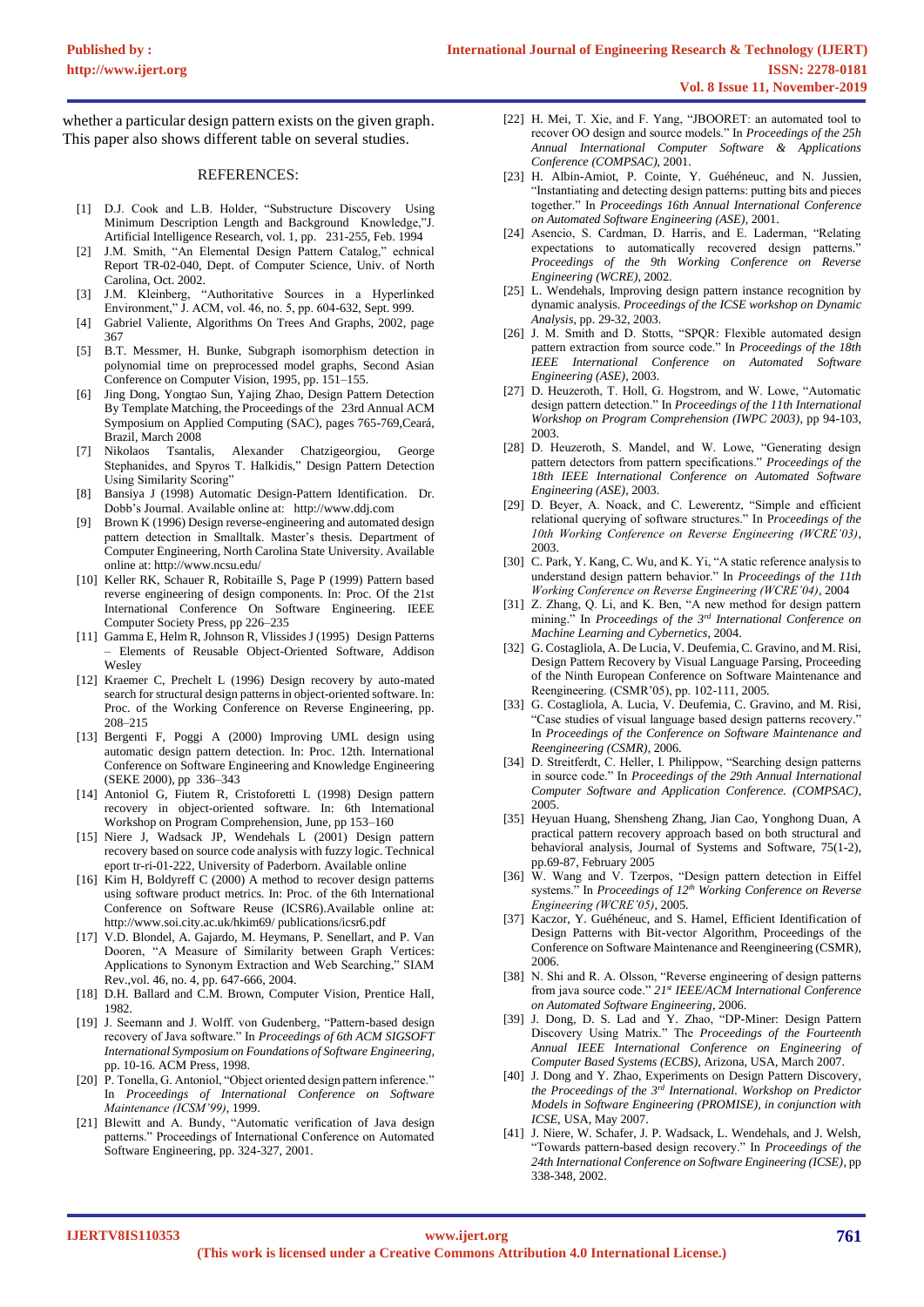whether a particular design pattern exists on the given graph. This paper also shows different table on several studies.

## REFERENCES:

[1] D.J. Cook and L.B. Holder, "Substructure Discovery Using Minimum Description Length and Background Knowledge,"J. Artificial Intelligence Research, vol. 1, pp. 231-255, Feb. 1994

[2] J.M. Smith, "An Elemental Design Pattern Catalog," echnical Report TR-02-040, Dept. of Computer Science, Univ. of North Carolina, Oct. 2002.

[3] J.M. Kleinberg, "Authoritative Sources in a Hyperlinked Environment," J. ACM, vol. 46, no. 5, pp. 604-632, Sept. 999.

[4] Gabriel Valiente, Algorithms On Trees And Graphs, 2002, page 367

[5] B.T. Messmer, H. Bunke, Subgraph isomorphism detection in polynomial time on preprocessed model graphs, Second Asian Conference on Computer Vision, 1995, pp. 151–155.

[6] Jing Dong, Yongtao Sun, Yajing Zhao, Design Pattern Detection By Template Matching, the Proceedings of the 23rd Annual ACM Symposium on Applied Computing (SAC), pages 765-769,Ceará, Brazil, March 2008

[7] Nikolaos Tsantalis, Alexander Chatzigeorgiou, George Stephanides, and Spyros T. Halkidis," Design Pattern Detection Using Similarity Scoring"

[8] Bansiya J (1998) Automatic Design-Pattern Identification. Dr. Dobb's Journal. Available online at: http://www.ddj.com

[9] Brown K (1996) Design reverse-engineering and automated design pattern detection in Smalltalk. Master's thesis. Department of Computer Engineering, North Carolina State University. Available online at: http://www.ncsu.edu/

[10] Keller RK, Schauer R, Robitaille S, Page P (1999) Pattern based reverse engineering of design components. In: Proc. Of the 21st International Conference On Software Engineering. IEEE Computer Society Press, pp 226–235

[11] Gamma E, Helm R, Johnson R, Vlissides J (1995) Design Patterns – Elements of Reusable Object-Oriented Software, Addison Wesley

[12] Kraemer C, Prechelt L (1996) Design recovery by auto-mated search for structural design patterns in object-oriented software. In: Proc. of the Working Conference on Reverse Engineering, pp. 208–215

[13] Bergenti F, Poggi A (2000) Improving UML design using automatic design pattern detection. In: Proc. 12th. International Conference on Software Engineering and Knowledge Engineering (SEKE 2000), pp 336–343

[14] Antoniol G, Fiutem R, Cristoforetti L (1998) Design pattern recovery in object-oriented software. In: 6th International Workshop on Program Comprehension, June, pp 153–160

[15] Niere J, Wadsack JP, Wendehals L (2001) Design pattern recovery based on source code analysis with fuzzy logic. Technical eport tr-ri-01-222, University of Paderborn. Available online

[16] Kim H, Boldyreff C (2000) A method to recover design patterns using software product metrics. In: Proc. of the 6th International Conference on Software Reuse (ICSR6).Available online at: http://www.soi.city.ac.uk/hkim69/ publications/icsr6.pdf

[17] V.D. Blondel, A. Gajardo, M. Heymans, P. Senellart, and P. Van Dooren, "A Measure of Similarity between Graph Vertices: Applications to Synonym Extraction and Web Searching," SIAM Rev.,vol. 46, no. 4, pp. 647-666, 2004.

[18] D.H. Ballard and C.M. Brown, Computer Vision, Prentice Hall, 1982.

[19] J. Seemann and J. Wolff. von Gudenberg, "Pattern-based design recovery of Java software." In *Proceedings of 6th ACM SIGSOFT International Symposium on Foundations of Software Engineering*, pp. 10-16. ACM Press, 1998.

[20] P. Tonella, G. Antoniol, "Object oriented design pattern inference." In *Proceedings of International Conference on Software Maintenance (ICSM'99)*, 1999.

[21] Blewitt and A. Bundy, "Automatic verification of Java design patterns." Proceedings of International Conference on Automated Software Engineering, pp. 324-327, 2001.

[22] H. Mei, T. Xie, and F. Yang, "JBOORET: an automated tool to recover OO design and source models." In *Proceedings of the 25h Annual International Computer Software & Applications Conference (COMPSAC)*, 2001.

[23] H. Albin-Amiot, P. Cointe, Y. Guéhéneuc, and N. Jussien, "Instantiating and detecting design patterns: putting bits and pieces together." In *Proceedings 16th Annual International Conference on Automated Software Engineering (ASE)*, 2001.

[24] Asencio, S. Cardman, D. Harris, and E. Laderman, "Relating expectations to automatically recovered design patterns." *Proceedings of the 9th Working Conference on Reverse Engineering (WCRE)*, 2002.

[25] L. Wendehals, Improving design pattern instance recognition by dynamic analysis. *Proceedings of the ICSE workshop on Dynamic Analysis*, pp. 29-32, 2003.

[26] J. M. Smith and D. Stotts, "SPQR: Flexible automated design pattern extraction from source code." In *Proceedings of the 18th IEEE International Conference on Automated Software Engineering (ASE)*, 2003.

[27] D. Heuzeroth, T. Holl, G. Hogstrom, and W. Lowe, "Automatic design pattern detection." In *Proceedings of the 11th International Workshop on Program Comprehension (IWPC 2003)*, pp 94-103, 2003.

[28] D. Heuzeroth, S. Mandel, and W. Lowe, "Generating design pattern detectors from pattern specifications." *Proceedings of the 18th IEEE International Conference on Automated Software Engineering (ASE)*, 2003.

[29] D. Beyer, A. Noack, and C. Lewerentz, "Simple and efficient relational querying of software structures." In *Proceedings of the 10th Working Conference on Reverse Engineering (WCRE'03)*, 2003.

[30] C. Park, Y. Kang, C. Wu, and K. Yi, "A static reference analysis to understand design pattern behavior." In *Proceedings of the 11th Working Conference on Reverse Engineering (WCRE'04)*, 2004

[31] Z. Zhang, Q. Li, and K. Ben, "A new method for design pattern mining." In *Proceedings of the 3rd International Conference on Machine Learning and Cybernetics*, 2004.

[32] G. Costagliola, A. De Lucia, V. Deufemia, C. Gravino, and M. Risi, Design Pattern Recovery by Visual Language Parsing, Proceeding of the Ninth European Conference on Software Maintenance and Reengineering. (CSMR'05), pp. 102-111, 2005.

[33] G. Costagliola, A. Lucia, V. Deufemia, C. Gravino, and M. Risi, "Case studies of visual language based design patterns recovery." In *Proceedings of the Conference on Software Maintenance and Reengineering (CSMR)*, 2006.

[34] D. Streitferdt, C. Heller, I. Philippow, "Searching design patterns in source code." In *Proceedings of the 29th Annual International Computer Software and Application Conference. (COMPSAC)*, 2005.

[35] Heyuan Huang, Shensheng Zhang, Jian Cao, Yonghong Duan, A practical pattern recovery approach based on both structural and behavioral analysis, Journal of Systems and Software, 75(1-2), pp.69-87, February 2005

[36] W. Wang and V. Tzerpos, "Design pattern detection in Eiffel systems." In *Proceedings of 12th Working Conference on Reverse Engineering (WCRE'05)*, 2005.

[37] Kaczor, Y. Guéhéneuc, and S. Hamel, Efficient Identification of Design Patterns with Bit-vector Algorithm, Proceedings of the Conference on Software Maintenance and Reengineering (CSMR), 2006.

[38] N. Shi and R. A. Olsson, "Reverse engineering of design patterns from java source code." *21st IEEE/ACM International Conference on Automated Software Engineering*, 2006.

[39] J. Dong, D. S. Lad and Y. Zhao, "DP-Miner: Design Pattern Discovery Using Matrix." The *Proceedings of the Fourteenth Annual IEEE International Conference on Engineering of Computer Based Systems (ECBS)*, Arizona, USA, March 2007.

[40] J. Dong and Y. Zhao, Experiments on Design Pattern Discovery, *the Proceedings of the 3rd International. Workshop on Predictor Models in Software Engineering (PROMISE), in conjunction with ICSE*, USA, May 2007.

[41] J. Niere, W. Schafer, J. P. Wadsack, L. Wendehals, and J. Welsh, "Towards pattern-based design recovery." In *Proceedings of the 24th International Conference on Software Engineering (ICSE)*, pp 338-348, 2002.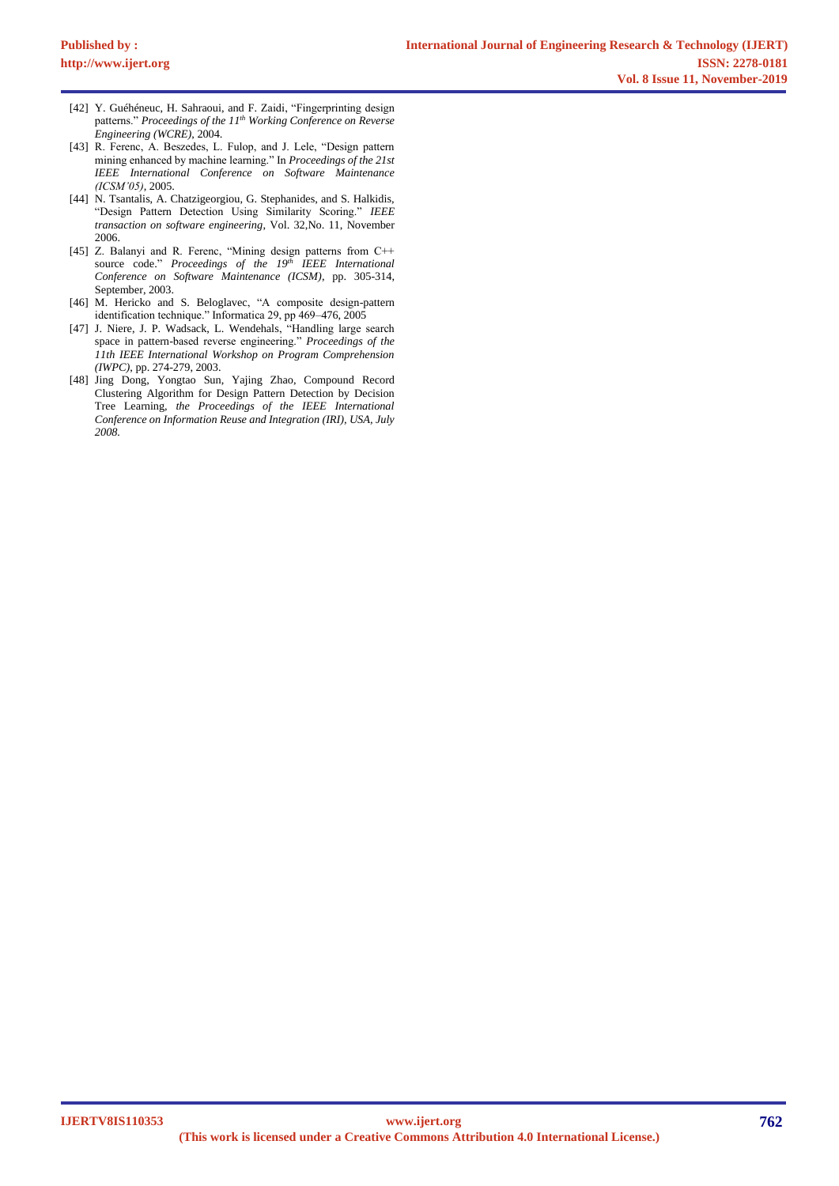[42] Y. Guéhéneuc, H. Sahraoui, and F. Zaidi, "Fingerprinting design patterns." *Proceedings of the 11th Working Conference on Reverse Engineering (WCRE)*, 2004.

[43] R. Ferenc, A. Beszedes, L. Fulop, and J. Lele, "Design pattern mining enhanced by machine learning." In *Proceedings of the 21st IEEE International Conference on Software Maintenance (ICSM'05)*, 2005.

[44] N. Tsantalis, A. Chatzigeorgiou, G. Stephanides, and S. Halkidis, "Design Pattern Detection Using Similarity Scoring." *IEEE transaction on software engineering*, Vol. 32,No. 11, November 2006.

[45] Z. Balanyi and R. Ferenc, "Mining design patterns from C++ source code." *Proceedings of the 19th IEEE International Conference on Software Maintenance (ICSM)*, pp. 305-314, September, 2003.

[46] M. Hericko and S. Beloglavec, "A composite design-pattern identification technique." Informatica 29, pp 469–476, 2005

[47] J. Niere, J. P. Wadsack, L. Wendehals, "Handling large search space in pattern-based reverse engineering." *Proceedings of the 11th IEEE International Workshop on Program Comprehension (IWPC)*, pp. 274-279, 2003.

[48] Jing Dong, Yongtao Sun, Yajing Zhao, Compound Record Clustering Algorithm for Design Pattern Detection by Decision Tree Learning, *the Proceedings of the IEEE International Conference on Information Reuse and Integration (IRI), USA, July 2008.*